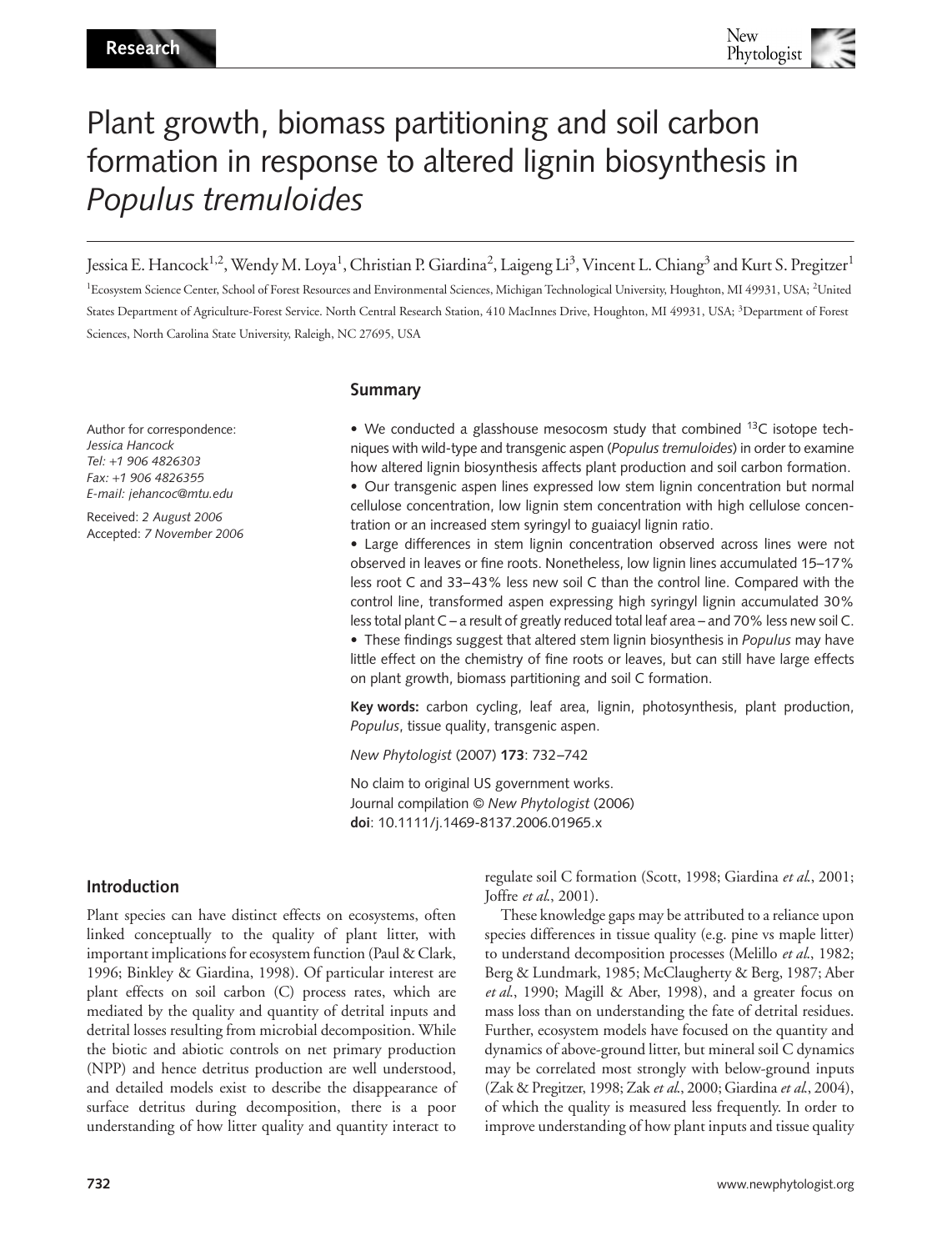# Plant growth, biomass partitioning and soil carbon formation in response to altered lignin biosynthesis in *Populus tremuloides*

Jessica E. Hancock[1,2], Wendy M. Loya[1], Christian P. Giardina[2], Laigeng Li[3], Vincent L. Chiang[3] and Kurt S. Pregitzer[1]

[1]Ecosystem Science Center, School of Forest Resources and Environmental Sciences, Michigan Technological University, Houghton, MI 49931, USA; [2]United States Department of Agriculture-Forest Service. North Central Research Station, 410 MacInnes Drive, Houghton, MI 49931, USA; [3]Department of Forest Sciences, North Carolina State University, Raleigh, NC 27695, USA

Author for correspondence:
*Jessica Hancock*
*Tel: +1 906 4826303*
*Fax: +1 906 4826355*
*E-mail: jehancoc@mtu.edu*

Received: *2 August 2006*
Accepted: *7 November 2006*

## Summary

- We conducted a glasshouse mesocosm study that combined $^{13}C$ isotope techniques with wild-type and transgenic aspen (*Populus tremuloides*) in order to examine how altered lignin biosynthesis affects plant production and soil carbon formation.
- Our transgenic aspen lines expressed low stem lignin concentration but normal cellulose concentration, low lignin stem concentration with high cellulose concentration or an increased stem syringyl to guaiacyl lignin ratio.
- Large differences in stem lignin concentration observed across lines were not observed in leaves or fine roots. Nonetheless, low lignin lines accumulated 15–17% less root C and 33–43% less new soil C than the control line. Compared with the control line, transformed aspen expressing high syringyl lignin accumulated 30% less total plant C – a result of greatly reduced total leaf area – and 70% less new soil C.
- These findings suggest that altered stem lignin biosynthesis in *Populus* may have little effect on the chemistry of fine roots or leaves, but can still have large effects on plant growth, biomass partitioning and soil C formation.

**Key words:** carbon cycling, leaf area, lignin, photosynthesis, plant production, *Populus*, tissue quality, transgenic aspen.

*New Phytologist* (2007) **173**: 732–742

No claim to original US government works.
Journal compilation © *New Phytologist* (2006)
**doi**: 10.1111/j.1469-8137.2006.01965.x

## Introduction

Plant species can have distinct effects on ecosystems, often linked conceptually to the quality of plant litter, with important implications for ecosystem function (Paul & Clark, 1996; Binkley & Giardina, 1998). Of particular interest are plant effects on soil carbon (C) process rates, which are mediated by the quality and quantity of detrital inputs and detrital losses resulting from microbial decomposition. While the biotic and abiotic controls on net primary production (NPP) and hence detritus production are well understood, and detailed models exist to describe the disappearance of surface detritus during decomposition, there is a poor understanding of how litter quality and quantity interact to regulate soil C formation (Scott, 1998; Giardina *et al.*, 2001; Joffre *et al.*, 2001).

These knowledge gaps may be attributed to a reliance upon species differences in tissue quality (e.g. pine vs maple litter) to understand decomposition processes (Melillo *et al.*, 1982; Berg & Lundmark, 1985; McClaugherty & Berg, 1987; Aber *et al.*, 1990; Magill & Aber, 1998), and a greater focus on mass loss than on understanding the fate of detrital residues. Further, ecosystem models have focused on the quantity and dynamics of above-ground litter, but mineral soil C dynamics may be correlated most strongly with below-ground inputs (Zak & Pregitzer, 1998; Zak *et al.*, 2000; Giardina *et al.*, 2004), of which the quality is measured less frequently. In order to improve understanding of how plant inputs and tissue quality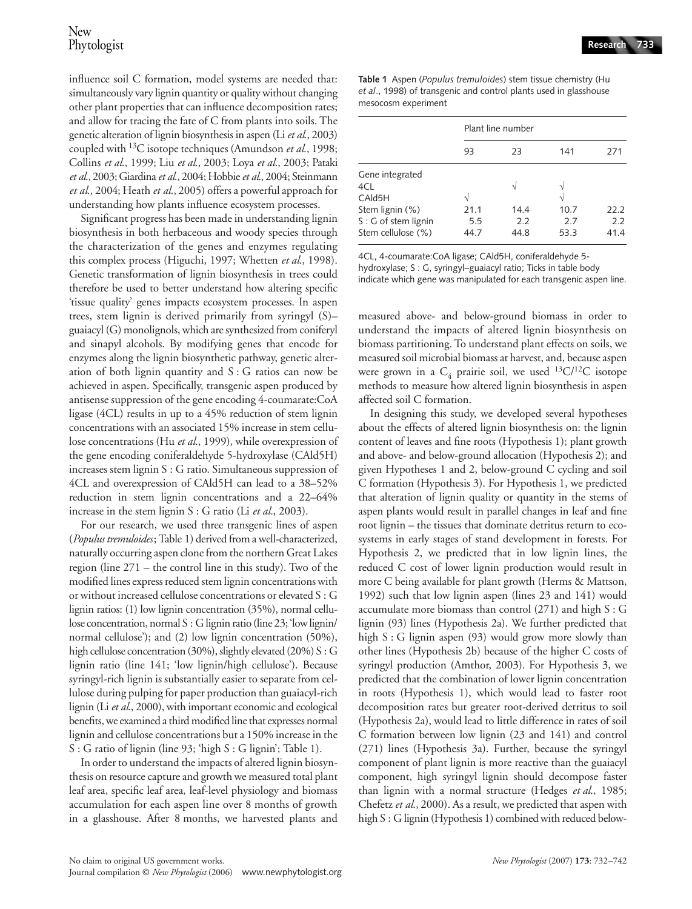influence soil C formation, model systems are needed that: simultaneously vary lignin quantity or quality without changing other plant properties that can influence decomposition rates; and allow for tracing the fate of C from plants into soils. The genetic alteration of lignin biosynthesis in aspen (Li *et al.*, 2003) coupled with $^{13}C$ isotope techniques (Amundson *et al.*, 1998; Collins *et al.*, 1999; Liu *et al.*, 2003; Loya *et al.*, 2003; Pataki *et al.*, 2003; Giardina *et al.*, 2004; Hobbie *et al.*, 2004; Steinmann *et al.*, 2004; Heath *et al.*, 2005) offers a powerful approach for understanding how plants influence ecosystem processes.

Significant progress has been made in understanding lignin biosynthesis in both herbaceous and woody species through the characterization of the genes and enzymes regulating this complex process (Higuchi, 1997; Whetten *et al.*, 1998). Genetic transformation of lignin biosynthesis in trees could therefore be used to better understand how altering specific 'tissue quality' genes impacts ecosystem processes. In aspen trees, stem lignin is derived primarily from syringyl (S)–guaiacyl (G) monolignols, which are synthesized from coniferyl and sinapyl alcohols. By modifying genes that encode for enzymes along the lignin biosynthetic pathway, genetic alteration of both lignin quantity and S : G ratios can now be achieved in aspen. Specifically, transgenic aspen produced by antisense suppression of the gene encoding 4-coumarate:CoA ligase (4CL) results in up to a 45% reduction of stem lignin concentrations with an associated 15% increase in stem cellulose concentrations (Hu *et al.*, 1999), while overexpression of the gene encoding coniferaldehyde 5-hydroxylase (CAld5H) increases stem lignin S : G ratio. Simultaneous suppression of 4CL and overexpression of CAld5H can lead to a 38–52% reduction in stem lignin concentrations and a 22–64% increase in the stem lignin S : G ratio (Li *et al.*, 2003).

For our research, we used three transgenic lines of aspen (*Populus tremuloides*; Table 1) derived from a well-characterized, naturally occurring aspen clone from the northern Great Lakes region (line 271 – the control line in this study). Two of the modified lines express reduced stem lignin concentrations with or without increased cellulose concentrations or elevated S : G lignin ratios: (1) low lignin concentration (35%), normal cellulose concentration, normal S : G lignin ratio (line 23; 'low lignin/normal cellulose'); and (2) low lignin concentration (50%), high cellulose concentration (30%), slightly elevated (20%) S : G lignin ratio (line 141; 'low lignin/high cellulose'). Because syringyl-rich lignin is substantially easier to separate from cellulose during pulping for paper production than guaiacyl-rich lignin (Li *et al.*, 2000), with important economic and ecological benefits, we examined a third modified line that expresses normal lignin and cellulose concentrations but a 150% increase in the S : G ratio of lignin (line 93; 'high S : G lignin'; Table 1).

In order to understand the impacts of altered lignin biosynthesis on resource capture and growth we measured total plant leaf area, specific leaf area, leaf-level physiology and biomass accumulation for each aspen line over 8 months of growth in a glasshouse. After 8 months, we harvested plants and measured above- and below-ground biomass in order to understand the impacts of altered lignin biosynthesis on biomass partitioning. To understand plant effects on soils, we measured soil microbial biomass at harvest, and, because aspen were grown in a $C_4$ prairie soil, we used $^{13}C/^{12}C$ isotope methods to measure how altered lignin biosynthesis in aspen affected soil C formation.

**Table 1** Aspen (*Populus tremuloides*) stem tissue chemistry (Hu *et al.*, 1998) of transgenic and control plants used in glasshouse mesocosm experiment

| | Plant line number | | | |
|---|---|---|---|---|
| | 93 | 23 | 141 | 271 |
| Gene integrated | | | | |
| 4CL | | √ | √ | |
| CAld5H | √ | | √ | |
| Stem lignin (%) | 21.1 | 14.4 | 10.7 | 22.2 |
| S : G of stem lignin | 5.5 | 2.2 | 2.7 | 2.2 |
| Stem cellulose (%) | 44.7 | 44.8 | 53.3 | 41.4 |

4CL, 4-coumarate:CoA ligase; CAld5H, coniferaldehyde 5-hydroxylase; S : G, syringyl–guaiacyl ratio; Ticks in table body indicate which gene was manipulated for each transgenic aspen line.

In designing this study, we developed several hypotheses about the effects of altered lignin biosynthesis on: the lignin content of leaves and fine roots (Hypothesis 1); plant growth and above- and below-ground allocation (Hypothesis 2); and given Hypotheses 1 and 2, below-ground C cycling and soil C formation (Hypothesis 3). For Hypothesis 1, we predicted that alteration of lignin quality or quantity in the stems of aspen plants would result in parallel changes in leaf and fine root lignin – the tissues that dominate detritus return to ecosystems in early stages of stand development in forests. For Hypothesis 2, we predicted that in low lignin lines, the reduced C cost of lower lignin production would result in more C being available for plant growth (Herms & Mattson, 1992) such that low lignin aspen (lines 23 and 141) would accumulate more biomass than control (271) and high S : G lignin (93) lines (Hypothesis 2a). We further predicted that high S : G lignin aspen (93) would grow more slowly than other lines (Hypothesis 2b) because of the higher C costs of syringyl production (Amthor, 2003). For Hypothesis 3, we predicted that the combination of lower lignin concentration in roots (Hypothesis 1), which would lead to faster root decomposition rates but greater root-derived detritus to soil (Hypothesis 2a), would lead to little difference in rates of soil C formation between low lignin (23 and 141) and control (271) lines (Hypothesis 3a). Further, because the syringyl component of plant lignin is more reactive than the guaiacyl component, high syringyl lignin should decompose faster than lignin with a normal structure (Hedges *et al.*, 1985; Chefetz *et al.*, 2000). As a result, we predicted that aspen with high S : G lignin (Hypothesis 1) combined with reduced below-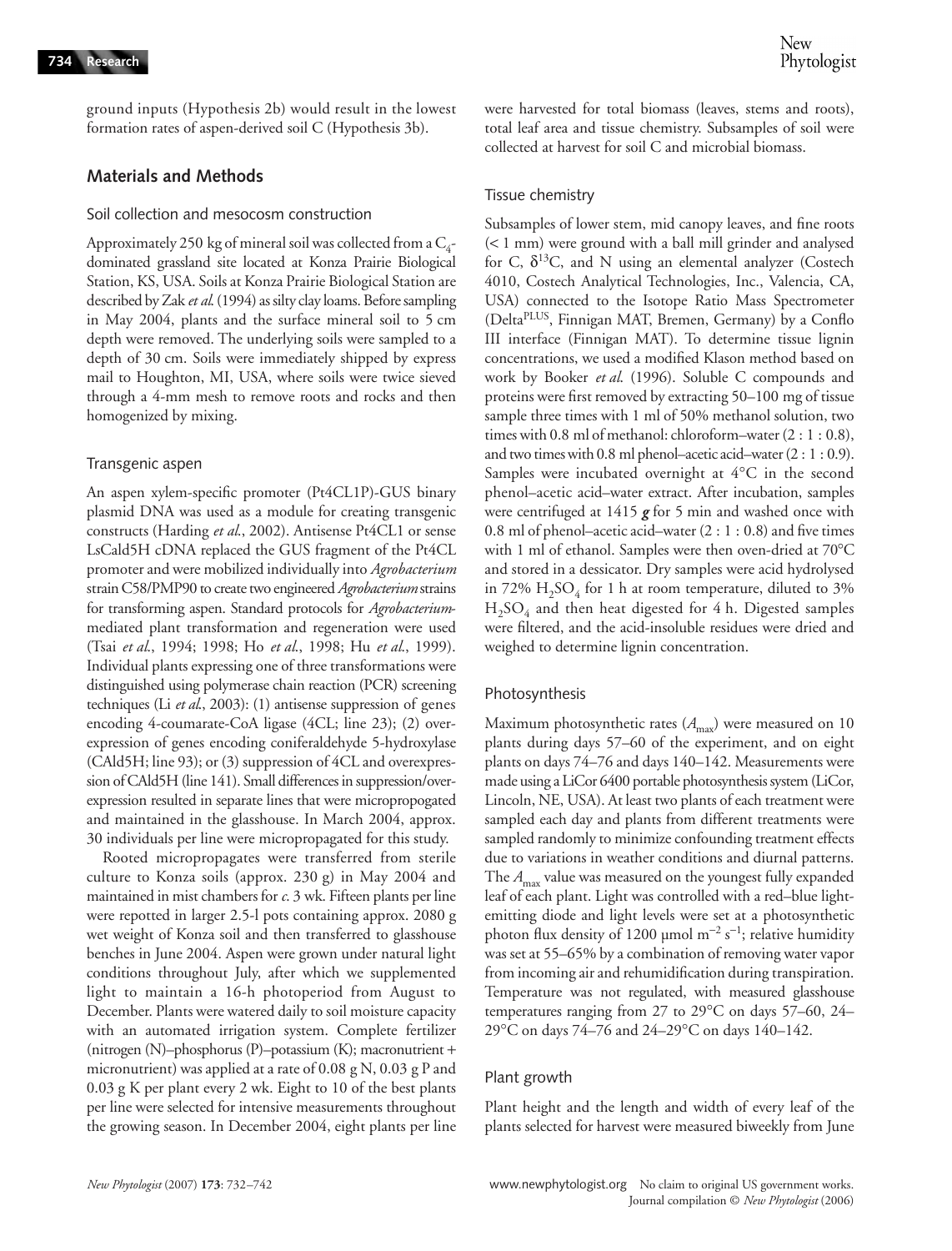ground inputs (Hypothesis 2b) would result in the lowest formation rates of aspen-derived soil C (Hypothesis 3b).

## Materials and Methods

### Soil collection and mesocosm construction

Approximately 250 kg of mineral soil was collected from a $C_4$-dominated grassland site located at Konza Prairie Biological Station, KS, USA. Soils at Konza Prairie Biological Station are described by Zak *et al.* (1994) as silty clay loams. Before sampling in May 2004, plants and the surface mineral soil to 5 cm depth were removed. The underlying soils were sampled to a depth of 30 cm. Soils were immediately shipped by express mail to Houghton, MI, USA, where soils were twice sieved through a 4-mm mesh to remove roots and rocks and then homogenized by mixing.

### Transgenic aspen

An aspen xylem-specific promoter (Pt4CL1P)-GUS binary plasmid DNA was used as a module for creating transgenic constructs (Harding *et al.*, 2002). Antisense Pt4CL1 or sense LsCald5H cDNA replaced the GUS fragment of the Pt4CL promoter and were mobilized individually into *Agrobacterium* strain C58/PMP90 to create two engineered *Agrobacterium* strains for transforming aspen. Standard protocols for *Agrobacterium*-mediated plant transformation and regeneration were used (Tsai *et al.*, 1994; 1998; Ho *et al.*, 1998; Hu *et al.*, 1999). Individual plants expressing one of three transformations were distinguished using polymerase chain reaction (PCR) screening techniques (Li *et al.*, 2003): (1) antisense suppression of genes encoding 4-coumarate-CoA ligase (4CL; line 23); (2) overexpression of genes encoding coniferaldehyde 5-hydroxylase (CAld5H; line 93); or (3) suppression of 4CL and overexpression of CAld5H (line 141). Small differences in suppression/overexpression resulted in separate lines that were micropropogated and maintained in the glasshouse. In March 2004, approx. 30 individuals per line were micropropagated for this study.

Rooted micropropagates were transferred from sterile culture to Konza soils (approx. 230 g) in May 2004 and maintained in mist chambers for *c.* 3 wk. Fifteen plants per line were repotted in larger 2.5-l pots containing approx. 2080 g wet weight of Konza soil and then transferred to glasshouse benches in June 2004. Aspen were grown under natural light conditions throughout July, after which we supplemented light to maintain a 16-h photoperiod from August to December. Plants were watered daily to soil moisture capacity with an automated irrigation system. Complete fertilizer (nitrogen (N)–phosphorus (P)–potassium (K); macronutrient + micronutrient) was applied at a rate of 0.08 g N, 0.03 g P and 0.03 g K per plant every 2 wk. Eight to 10 of the best plants per line were selected for intensive measurements throughout the growing season. In December 2004, eight plants per line were harvested for total biomass (leaves, stems and roots), total leaf area and tissue chemistry. Subsamples of soil were collected at harvest for soil C and microbial biomass.

### Tissue chemistry

Subsamples of lower stem, mid canopy leaves, and fine roots (< 1 mm) were ground with a ball mill grinder and analysed for C, $\delta^{13}C$, and N using an elemental analyzer (Costech 4010, Costech Analytical Technologies, Inc., Valencia, CA, USA) connected to the Isotope Ratio Mass Spectrometer (Delta$^{PLUS}$, Finnigan MAT, Bremen, Germany) by a Conflo III interface (Finnigan MAT). To determine tissue lignin concentrations, we used a modified Klason method based on work by Booker *et al.* (1996). Soluble C compounds and proteins were first removed by extracting 50–100 mg of tissue sample three times with 1 ml of 50% methanol solution, two times with 0.8 ml of methanol: chloroform–water (2 : 1 : 0.8), and two times with 0.8 ml phenol–acetic acid–water (2 : 1 : 0.9). Samples were incubated overnight at 4°C in the second phenol–acetic acid–water extract. After incubation, samples were centrifuged at 1415 ***g*** for 5 min and washed once with 0.8 ml of phenol–acetic acid–water (2 : 1 : 0.8) and five times with 1 ml of ethanol. Samples were then oven-dried at 70°C and stored in a dessicator. Dry samples were acid hydrolysed in 72% $H_2SO_4$ for 1 h at room temperature, diluted to 3% $H_2SO_4$ and then heat digested for 4 h. Digested samples were filtered, and the acid-insoluble residues were dried and weighed to determine lignin concentration.

### Photosynthesis

Maximum photosynthetic rates ($A_{max}$) were measured on 10 plants during days 57–60 of the experiment, and on eight plants on days 74–76 and days 140–142. Measurements were made using a LiCor 6400 portable photosynthesis system (LiCor, Lincoln, NE, USA). At least two plants of each treatment were sampled each day and plants from different treatments were sampled randomly to minimize confounding treatment effects due to variations in weather conditions and diurnal patterns. The $A_{max}$ value was measured on the youngest fully expanded leaf of each plant. Light was controlled with a red–blue light-emitting diode and light levels were set at a photosynthetic photon flux density of 1200 µmol $m^{-2}$ $s^{-1}$; relative humidity was set at 55–65% by a combination of removing water vapor from incoming air and rehumidification during transpiration. Temperature was not regulated, with measured glasshouse temperatures ranging from 27 to 29°C on days 57–60, 24–29°C on days 74–76 and 24–29°C on days 140–142.

### Plant growth

Plant height and the length and width of every leaf of the plants selected for harvest were measured biweekly from June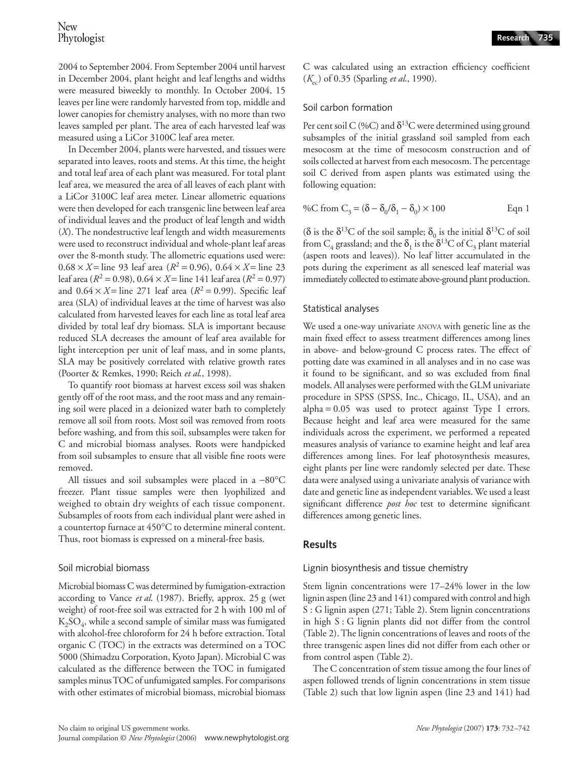2004 to September 2004. From September 2004 until harvest in December 2004, plant height and leaf lengths and widths were measured biweekly to monthly. In October 2004, 15 leaves per line were randomly harvested from top, middle and lower canopies for chemistry analyses, with no more than two leaves sampled per plant. The area of each harvested leaf was measured using a LiCor 3100C leaf area meter.

In December 2004, plants were harvested, and tissues were separated into leaves, roots and stems. At this time, the height and total leaf area of each plant was measured. For total plant leaf area, we measured the area of all leaves of each plant with a LiCor 3100C leaf area meter. Linear allometric equations were then developed for each transgenic line between leaf area of individual leaves and the product of leaf length and width ($X$). The nondestructive leaf length and width measurements were used to reconstruct individual and whole-plant leaf areas over the 8-month study. The allometric equations used were: $0.68 \times X =$ line 93 leaf area ($R^2 = 0.96$), $0.64 \times X =$ line 23 leaf area ($R^2 = 0.98$), $0.64 \times X =$ line 141 leaf area ($R^2 = 0.97$) and $0.64 \times X =$ line 271 leaf area ($R^2 = 0.99$). Specific leaf area (SLA) of individual leaves at the time of harvest was also calculated from harvested leaves for each line as total leaf area divided by total leaf dry biomass. SLA is important because reduced SLA decreases the amount of leaf area available for light interception per unit of leaf mass, and in some plants, SLA may be positively correlated with relative growth rates (Poorter & Remkes, 1990; Reich *et al.*, 1998).

To quantify root biomass at harvest excess soil was shaken gently off of the root mass, and the root mass and any remaining soil were placed in a deionized water bath to completely remove all soil from roots. Most soil was removed from roots before washing, and from this soil, subsamples were taken for C and microbial biomass analyses. Roots were handpicked from soil subsamples to ensure that all visible fine roots were removed.

All tissues and soil subsamples were placed in a −80°C freezer. Plant tissue samples were then lyophilized and weighed to obtain dry weights of each tissue component. Subsamples of roots from each individual plant were ashed in a countertop furnace at 450°C to determine mineral content. Thus, root biomass is expressed on a mineral-free basis.

### Soil microbial biomass

Microbial biomass C was determined by fumigation-extraction according to Vance *et al.* (1987). Briefly, approx. 25 g (wet weight) of root-free soil was extracted for 2 h with 100 ml of $K_2SO_4$, while a second sample of similar mass was fumigated with alcohol-free chloroform for 24 h before extraction. Total organic C (TOC) in the extracts was determined on a TOC 5000 (Shimadzu Corporation, Kyoto Japan). Microbial C was calculated as the difference between the TOC in fumigated samples minus TOC of unfumigated samples. For comparisons with other estimates of microbial biomass, microbial biomass C was calculated using an extraction efficiency coefficient ($K_{ec}$) of 0.35 (Sparling *et al.*, 1990).

### Soil carbon formation

Per cent soil C (%C) and $\delta^{13}C$ were determined using ground subsamples of the initial grassland soil sampled from each mesocosm at the time of mesocosm construction and of soils collected at harvest from each mesocosm. The percentage soil C derived from aspen plants was estimated using the following equation:

$$\%\text{C from } C_3 = (\delta - \delta_0/\delta_1 - \delta_0) \times 100 \qquad \text{Eqn 1}$$

($\delta$ is the $\delta^{13}C$ of the soil sample; $\delta_0$ is the initial $\delta^{13}C$ of soil from $C_4$ grassland; and the $\delta_1$ is the $\delta^{13}C$ of $C_3$ plant material (aspen roots and leaves)). No leaf litter accumulated in the pots during the experiment as all senesced leaf material was immediately collected to estimate above-ground plant production.

### Statistical analyses

We used a one-way univariate ANOVA with genetic line as the main fixed effect to assess treatment differences among lines in above- and below-ground C process rates. The effect of potting date was examined in all analyses and in no case was it found to be significant, and so was excluded from final models. All analyses were performed with the GLM univariate procedure in SPSS (SPSS, Inc., Chicago, IL, USA), and an alpha = 0.05 was used to protect against Type I errors. Because height and leaf area were measured for the same individuals across the experiment, we performed a repeated measures analysis of variance to examine height and leaf area differences among lines. For leaf photosynthesis measures, eight plants per line were randomly selected per date. These data were analysed using a univariate analysis of variance with date and genetic line as independent variables. We used a least significant difference *post hoc* test to determine significant differences among genetic lines.

## Results

### Lignin biosynthesis and tissue chemistry

Stem lignin concentrations were 17–24% lower in the low lignin aspen (line 23 and 141) compared with control and high S : G lignin aspen (271; Table 2). Stem lignin concentrations in high S : G lignin plants did not differ from the control (Table 2). The lignin concentrations of leaves and roots of the three transgenic aspen lines did not differ from each other or from control aspen (Table 2).

The C concentration of stem tissue among the four lines of aspen followed trends of lignin concentrations in stem tissue (Table 2) such that low lignin aspen (line 23 and 141) had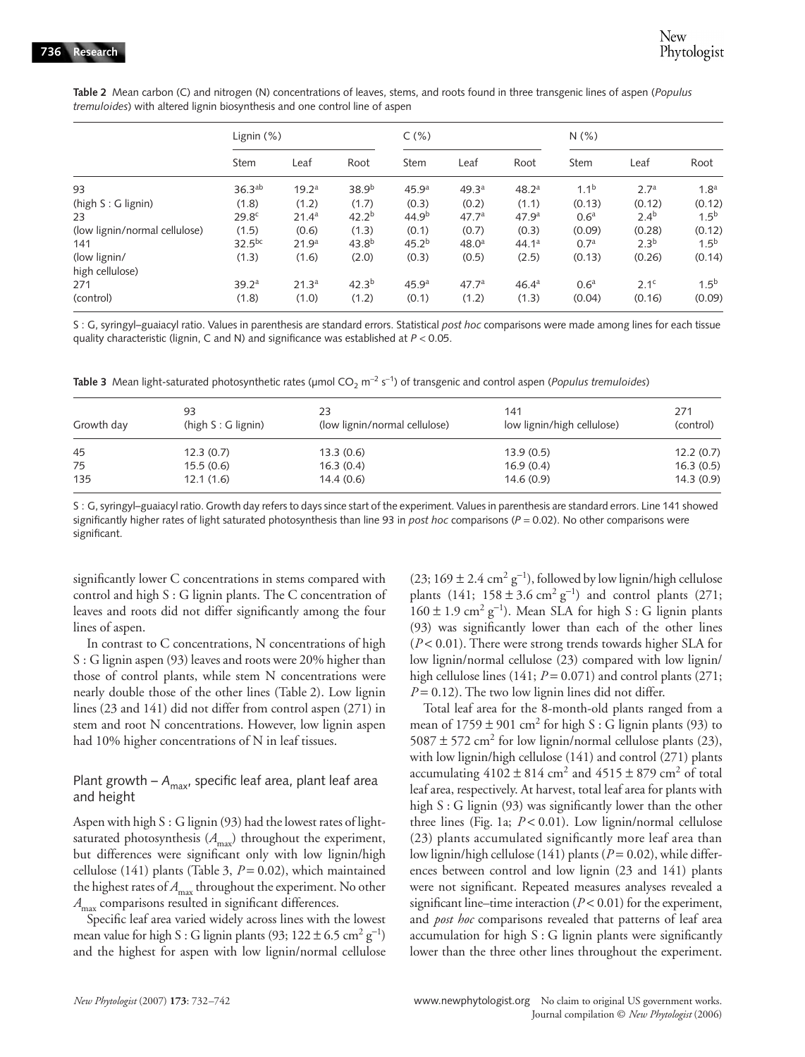**Table 2** Mean carbon (C) and nitrogen (N) concentrations of leaves, stems, and roots found in three transgenic lines of aspen (*Populus tremuloides*) with altered lignin biosynthesis and one control line of aspen

| | Lignin (%) | | | C (%) | | | N (%) | | |
|---|---|---|---|---|---|---|---|---|---|
| | Stem | Leaf | Root | Stem | Leaf | Root | Stem | Leaf | Root |
| 93 | 36.3[ab] | 19.2[a] | 38.9[b] | 45.9[a] | 49.3[a] | 48.2[a] | 1.1[b] | 2.7[a] | 1.8[a] |
| (high S : G lignin) | (1.8) | (1.2) | (1.7) | (0.3) | (0.2) | (1.1) | (0.13) | (0.12) | (0.12) |
| 23 | 29.8[c] | 21.4[a] | 42.2[b] | 44.9[b] | 47.7[a] | 47.9[a] | 0.6[a] | 2.4[b] | 1.5[b] |
| (low lignin/normal cellulose) | (1.5) | (0.6) | (1.3) | (0.1) | (0.7) | (0.3) | (0.09) | (0.28) | (0.12) |
| 141 | 32.5[bc] | 21.9[a] | 43.8[b] | 45.2[b] | 48.0[a] | 44.1[a] | 0.7[a] | 2.3[b] | 1.5[b] |
| (low lignin/ high cellulose) | (1.3) | (1.6) | (2.0) | (0.3) | (0.5) | (2.5) | (0.13) | (0.26) | (0.14) |
| 271 | 39.2[a] | 21.3[a] | 42.3[b] | 45.9[a] | 47.7[a] | 46.4[a] | 0.6[a] | 2.1[c] | 1.5[b] |
| (control) | (1.8) | (1.0) | (1.2) | (0.1) | (1.2) | (1.3) | (0.04) | (0.16) | (0.09) |

S : G, syringyl–guaiacyl ratio. Values in parenthesis are standard errors. Statistical *post hoc* comparisons were made among lines for each tissue quality characteristic (lignin, C and N) and significance was established at $P < 0.05$.

**Table 3** Mean light-saturated photosynthetic rates (μmol $CO_2$ $m^{-2}$ $s^{-1}$) of transgenic and control aspen (*Populus tremuloides*)

| Growth day | 93 (high S : G lignin) | 23 (low lignin/normal cellulose) | 141 low lignin/high cellulose | 271 (control) |
|---|---|---|---|---|
| 45 | 12.3 (0.7) | 13.3 (0.6) | 13.9 (0.5) | 12.2 (0.7) |
| 75 | 15.5 (0.6) | 16.3 (0.4) | 16.9 (0.4) | 16.3 (0.5) |
| 135 | 12.1 (1.6) | 14.4 (0.6) | 14.6 (0.9) | 14.3 (0.9) |

S : G, syringyl–guaiacyl ratio. Growth day refers to days since start of the experiment. Values in parenthesis are standard errors. Line 141 showed significantly higher rates of light saturated photosynthesis than line 93 in *post hoc* comparisons ($P = 0.02$). No other comparisons were significant.

significantly lower C concentrations in stems compared with control and high S : G lignin plants. The C concentration of leaves and roots did not differ significantly among the four lines of aspen.

In contrast to C concentrations, N concentrations of high S : G lignin aspen (93) leaves and roots were 20% higher than those of control plants, while stem N concentrations were nearly double those of the other lines (Table 2). Low lignin lines (23 and 141) did not differ from control aspen (271) in stem and root N concentrations. However, low lignin aspen had 10% higher concentrations of N in leaf tissues.

## Plant growth – $A_{max}$, specific leaf area, plant leaf area and height

Aspen with high S : G lignin (93) had the lowest rates of light-saturated photosynthesis ($A_{max}$) throughout the experiment, but differences were significant only with low lignin/high cellulose (141) plants (Table 3, $P = 0.02$), which maintained the highest rates of $A_{max}$ throughout the experiment. No other $A_{max}$ comparisons resulted in significant differences.

Specific leaf area varied widely across lines with the lowest mean value for high S : G lignin plants (93; $122 \pm 6.5$ $cm^2$ $g^{-1}$) and the highest for aspen with low lignin/normal cellulose (23; $169 \pm 2.4$ $cm^2$ $g^{-1}$), followed by low lignin/high cellulose plants (141; $158 \pm 3.6$ $cm^2$ $g^{-1}$) and control plants (271; $160 \pm 1.9$ $cm^2$ $g^{-1}$). Mean SLA for high S : G lignin plants (93) was significantly lower than each of the other lines ($P < 0.01$). There were strong trends towards higher SLA for low lignin/normal cellulose (23) compared with low lignin/high cellulose lines (141; $P = 0.071$) and control plants (271; $P = 0.12$). The two low lignin lines did not differ.

Total leaf area for the 8-month-old plants ranged from a mean of $1759 \pm 901$ $cm^2$ for high S : G lignin plants (93) to $5087 \pm 572$ $cm^2$ for low lignin/normal cellulose plants (23), with low lignin/high cellulose (141) and control (271) plants accumulating $4102 \pm 814$ $cm^2$ and $4515 \pm 879$ $cm^2$ of total leaf area, respectively. At harvest, total leaf area for plants with high S : G lignin (93) was significantly lower than the other three lines (Fig. 1a; $P < 0.01$). Low lignin/normal cellulose (23) plants accumulated significantly more leaf area than low lignin/high cellulose (141) plants ($P = 0.02$), while differences between control and low lignin (23 and 141) plants were not significant. Repeated measures analyses revealed a significant line–time interaction ($P < 0.01$) for the experiment, and *post hoc* comparisons revealed that patterns of leaf area accumulation for high S : G lignin plants were significantly lower than the three other lines throughout the experiment.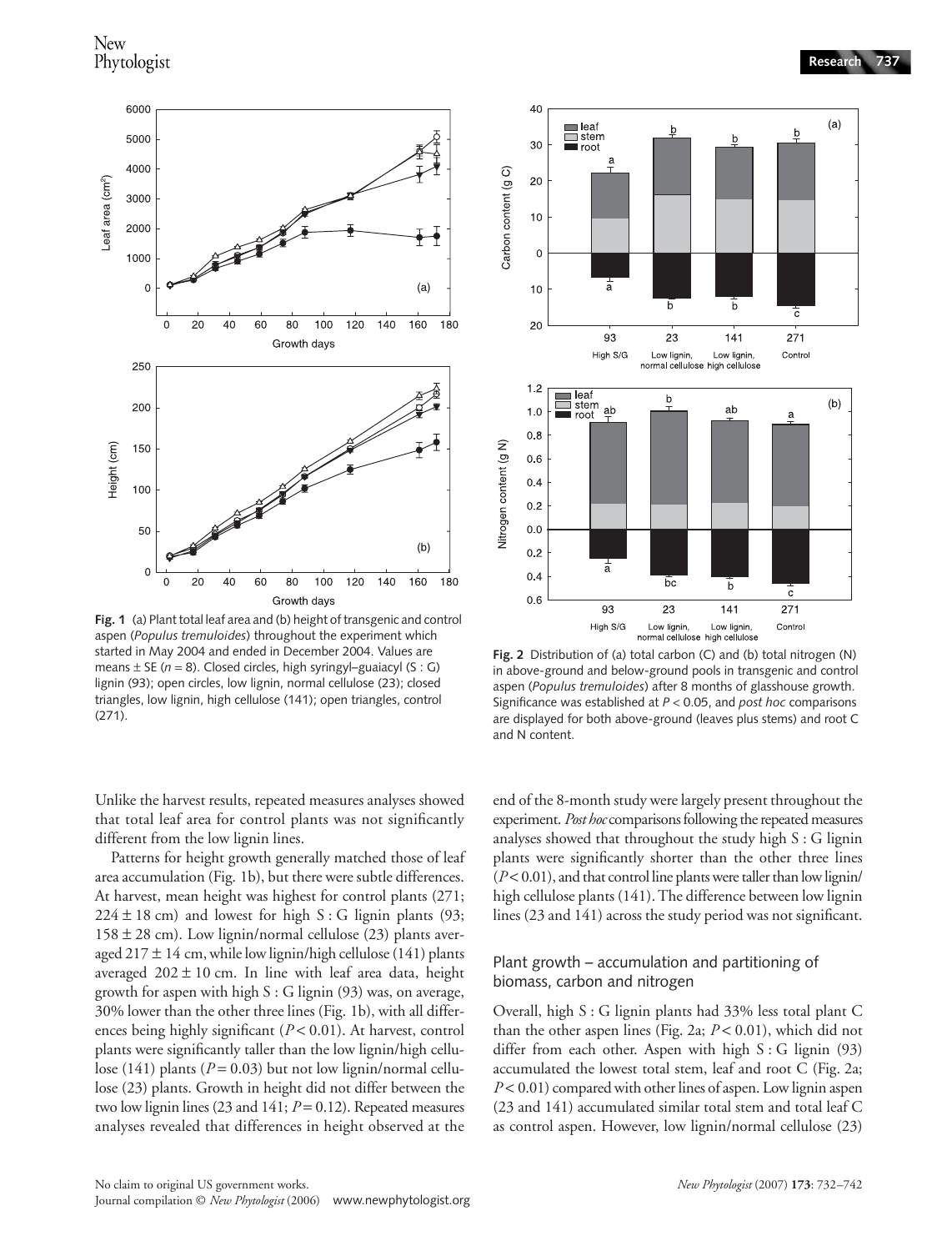Fig. 1 (a) Plant total leaf area and (b) height of transgenic and control aspen (*Populus tremuloides*) throughout the experiment which started in May 2004 and ended in December 2004. Values are means ± SE ($n = 8$). Closed circles, high syringyl–guaiacyl (S : G) lignin (93); open circles, low lignin, normal cellulose (23); closed triangles, low lignin, high cellulose (141); open triangles, control (271).

Fig. 2 Distribution of (a) total carbon (C) and (b) total nitrogen (N) in above-ground and below-ground pools in transgenic and control aspen (*Populus tremuloides*) after 8 months of glasshouse growth. Significance was established at $P < 0.05$, and *post hoc* comparisons are displayed for both above-ground (leaves plus stems) and root C and N content.

Unlike the harvest results, repeated measures analyses showed that total leaf area for control plants was not significantly different from the low lignin lines.

Patterns for height growth generally matched those of leaf area accumulation (Fig. 1b), but there were subtle differences. At harvest, mean height was highest for control plants (271; 224 ± 18 cm) and lowest for high S : G lignin plants (93; 158 ± 28 cm). Low lignin/normal cellulose (23) plants averaged 217 ± 14 cm, while low lignin/high cellulose (141) plants averaged 202 ± 10 cm. In line with leaf area data, height growth for aspen with high S : G lignin (93) was, on average, 30% lower than the other three lines (Fig. 1b), with all differences being highly significant ($P < 0.01$). At harvest, control plants were significantly taller than the low lignin/high cellulose (141) plants ($P = 0.03$) but not low lignin/normal cellulose (23) plants. Growth in height did not differ between the two low lignin lines (23 and 141; $P = 0.12$). Repeated measures analyses revealed that differences in height observed at the end of the 8-month study were largely present throughout the experiment. *Post hoc* comparisons following the repeated measures analyses showed that throughout the study high S : G lignin plants were significantly shorter than the other three lines ($P < 0.01$), and that control line plants were taller than low lignin/high cellulose plants (141). The difference between low lignin lines (23 and 141) across the study period was not significant.

## Plant growth – accumulation and partitioning of biomass, carbon and nitrogen

Overall, high S : G lignin plants had 33% less total plant C than the other aspen lines (Fig. 2a; $P < 0.01$), which did not differ from each other. Aspen with high S : G lignin (93) accumulated the lowest total stem, leaf and root C (Fig. 2a; $P < 0.01$) compared with other lines of aspen. Low lignin aspen (23 and 141) accumulated similar total stem and total leaf C as control aspen. However, low lignin/normal cellulose (23)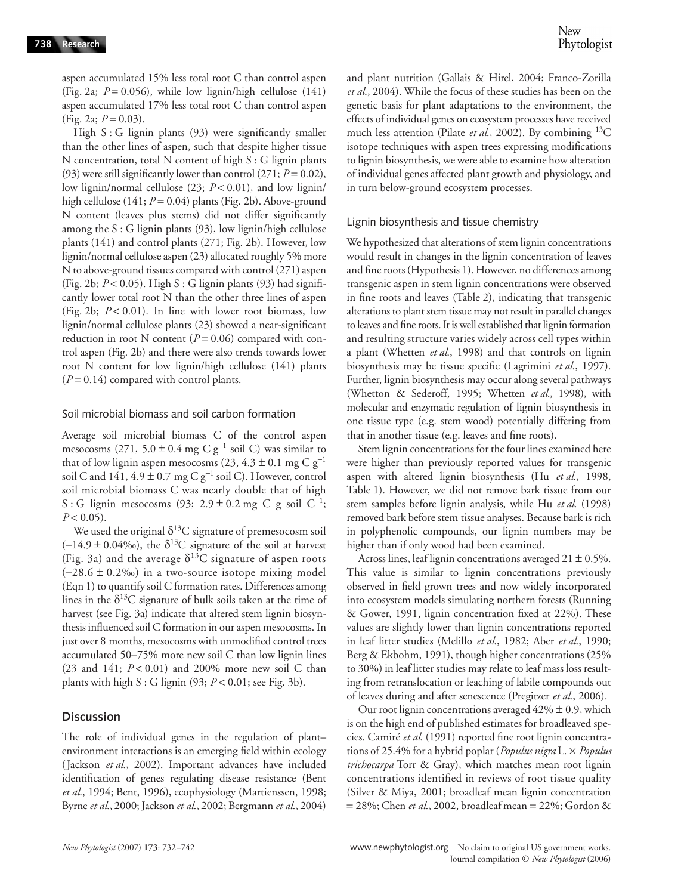aspen accumulated 15% less total root C than control aspen (Fig. 2a; $P = 0.056$), while low lignin/high cellulose (141) aspen accumulated 17% less total root C than control aspen (Fig. 2a; $P = 0.03$).

High S : G lignin plants (93) were significantly smaller than the other lines of aspen, such that despite higher tissue N concentration, total N content of high S : G lignin plants (93) were still significantly lower than control (271; $P = 0.02$), low lignin/normal cellulose (23; $P < 0.01$), and low lignin/high cellulose (141; $P = 0.04$) plants (Fig. 2b). Above-ground N content (leaves plus stems) did not differ significantly among the S : G lignin plants (93), low lignin/high cellulose plants (141) and control plants (271; Fig. 2b). However, low lignin/normal cellulose aspen (23) allocated roughly 5% more N to above-ground tissues compared with control (271) aspen (Fig. 2b; $P < 0.05$). High S : G lignin plants (93) had significantly lower total root N than the other three lines of aspen (Fig. 2b; $P < 0.01$). In line with lower root biomass, low lignin/normal cellulose plants (23) showed a near-significant reduction in root N content ($P = 0.06$) compared with control aspen (Fig. 2b) and there were also trends towards lower root N content for low lignin/high cellulose (141) plants ($P = 0.14$) compared with control plants.

### Soil microbial biomass and soil carbon formation

Average soil microbial biomass C of the control aspen mesocosms (271, $5.0 \pm 0.4$ mg C $g^{-1}$ soil C) was similar to that of low lignin aspen mesocosms (23, $4.3 \pm 0.1$ mg C $g^{-1}$ soil C and 141, $4.9 \pm 0.7$ mg C $g^{-1}$ soil C). However, control soil microbial biomass C was nearly double that of high S : G lignin mesocosms (93; $2.9 \pm 0.2$ mg C g soil $C^{-1}$; $P < 0.05$).

We used the original $\delta^{13}C$ signature of premesocosm soil ($-14.9 \pm 0.04$‰), the $\delta^{13}C$ signature of the soil at harvest (Fig. 3a) and the average $\delta^{13}C$ signature of aspen roots ($-28.6 \pm 0.2$‰) in a two-source isotope mixing model (Eqn 1) to quantify soil C formation rates. Differences among lines in the $\delta^{13}C$ signature of bulk soils taken at the time of harvest (see Fig. 3a) indicate that altered stem lignin biosynthesis influenced soil C formation in our aspen mesocosms. In just over 8 months, mesocosms with unmodified control trees accumulated 50–75% more new soil C than low lignin lines (23 and 141; $P < 0.01$) and 200% more new soil C than plants with high S : G lignin (93; $P < 0.01$; see Fig. 3b).

## Discussion

The role of individual genes in the regulation of plant–environment interactions is an emerging field within ecology (Jackson *et al.*, 2002). Important advances have included identification of genes regulating disease resistance (Bent *et al.*, 1994; Bent, 1996), ecophysiology (Martienssen, 1998; Byrne *et al.*, 2000; Jackson *et al.*, 2002; Bergmann *et al.*, 2004) and plant nutrition (Gallais & Hirel, 2004; Franco-Zorilla *et al.*, 2004). While the focus of these studies has been on the genetic basis for plant adaptations to the environment, the effects of individual genes on ecosystem processes have received much less attention (Pilate *et al.*, 2002). By combining $^{13}C$ isotope techniques with aspen trees expressing modifications to lignin biosynthesis, we were able to examine how alteration of individual genes affected plant growth and physiology, and in turn below-ground ecosystem processes.

### Lignin biosynthesis and tissue chemistry

We hypothesized that alterations of stem lignin concentrations would result in changes in the lignin concentration of leaves and fine roots (Hypothesis 1). However, no differences among transgenic aspen in stem lignin concentrations were observed in fine roots and leaves (Table 2), indicating that transgenic alterations to plant stem tissue may not result in parallel changes to leaves and fine roots. It is well established that lignin formation and resulting structure varies widely across cell types within a plant (Whetten *et al.*, 1998) and that controls on lignin biosynthesis may be tissue specific (Lagrimini *et al.*, 1997). Further, lignin biosynthesis may occur along several pathways (Whetton & Sederoff, 1995; Whetten *et al.*, 1998), with molecular and enzymatic regulation of lignin biosynthesis in one tissue type (e.g. stem wood) potentially differing from that in another tissue (e.g. leaves and fine roots).

Stem lignin concentrations for the four lines examined here were higher than previously reported values for transgenic aspen with altered lignin biosynthesis (Hu *et al.*, 1998, Table 1). However, we did not remove bark tissue from our stem samples before lignin analysis, while Hu *et al.* (1998) removed bark before stem tissue analyses. Because bark is rich in polyphenolic compounds, our lignin numbers may be higher than if only wood had been examined.

Across lines, leaf lignin concentrations averaged $21 \pm 0.5$%. This value is similar to lignin concentrations previously observed in field grown trees and now widely incorporated into ecosystem models simulating northern forests (Running & Gower, 1991, lignin concentration fixed at 22%). These values are slightly lower than lignin concentrations reported in leaf litter studies (Melillo *et al.*, 1982; Aber *et al.*, 1990; Berg & Ekbohm, 1991), though higher concentrations (25% to 30%) in leaf litter studies may relate to leaf mass loss resulting from retranslocation or leaching of labile compounds out of leaves during and after senescence (Pregitzer *et al.*, 2006).

Our root lignin concentrations averaged 42% ± 0.9, which is on the high end of published estimates for broadleaved species. Camiré *et al.* (1991) reported fine root lignin concentrations of 25.4% for a hybrid poplar (*Populus nigra* L. × *Populus trichocarpa* Torr & Gray), which matches mean root lignin concentrations identified in reviews of root tissue quality (Silver & Miya, 2001; broadleaf mean lignin concentration = 28%; Chen *et al.*, 2002, broadleaf mean = 22%; Gordon &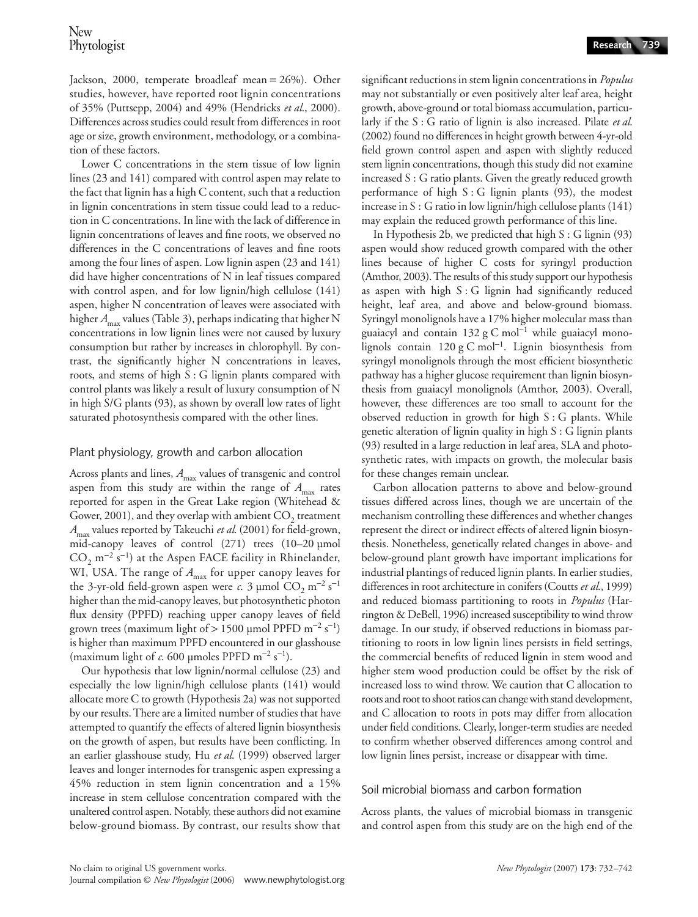Jackson, 2000, temperate broadleaf mean = 26%). Other studies, however, have reported root lignin concentrations of 35% (Puttsepp, 2004) and 49% (Hendricks *et al.*, 2000). Differences across studies could result from differences in root age or size, growth environment, methodology, or a combination of these factors.

Lower C concentrations in the stem tissue of low lignin lines (23 and 141) compared with control aspen may relate to the fact that lignin has a high C content, such that a reduction in lignin concentrations in stem tissue could lead to a reduction in C concentrations. In line with the lack of difference in lignin concentrations of leaves and fine roots, we observed no differences in the C concentrations of leaves and fine roots among the four lines of aspen. Low lignin aspen (23 and 141) did have higher concentrations of N in leaf tissues compared with control aspen, and for low lignin/high cellulose (141) aspen, higher N concentration of leaves were associated with higher $A_{max}$ values (Table 3), perhaps indicating that higher N concentrations in low lignin lines were not caused by luxury consumption but rather by increases in chlorophyll. By contrast, the significantly higher N concentrations in leaves, roots, and stems of high S : G lignin plants compared with control plants was likely a result of luxury consumption of N in high S/G plants (93), as shown by overall low rates of light saturated photosynthesis compared with the other lines.

## Plant physiology, growth and carbon allocation

Across plants and lines, $A_{max}$ values of transgenic and control aspen from this study are within the range of $A_{max}$ rates reported for aspen in the Great Lake region (Whitehead & Gower, 2001), and they overlap with ambient $CO_2$ treatment $A_{max}$ values reported by Takeuchi *et al.* (2001) for field-grown, mid-canopy leaves of control (271) trees (10–20 µmol $CO_2$ $m^{-2}$ $s^{-1}$) at the Aspen FACE facility in Rhinelander, WI, USA. The range of $A_{max}$ for upper canopy leaves for the 3-yr-old field-grown aspen were *c.* 3 µmol $CO_2$ $m^{-2}$ $s^{-1}$ higher than the mid-canopy leaves, but photosynthetic photon flux density (PPFD) reaching upper canopy leaves of field grown trees (maximum light of > 1500 µmol PPFD $m^{-2}$ $s^{-1}$) is higher than maximum PPFD encountered in our glasshouse (maximum light of *c.* 600 µmoles PPFD $m^{-2}$ $s^{-1}$).

Our hypothesis that low lignin/normal cellulose (23) and especially the low lignin/high cellulose plants (141) would allocate more C to growth (Hypothesis 2a) was not supported by our results. There are a limited number of studies that have attempted to quantify the effects of altered lignin biosynthesis on the growth of aspen, but results have been conflicting. In an earlier glasshouse study, Hu *et al.* (1999) observed larger leaves and longer internodes for transgenic aspen expressing a 45% reduction in stem lignin concentration and a 15% increase in stem cellulose concentration compared with the unaltered control aspen. Notably, these authors did not examine below-ground biomass. By contrast, our results show that significant reductions in stem lignin concentrations in *Populus* may not substantially or even positively alter leaf area, height growth, above-ground or total biomass accumulation, particularly if the S : G ratio of lignin is also increased. Pilate *et al.* (2002) found no differences in height growth between 4-yr-old field grown control aspen and aspen with slightly reduced stem lignin concentrations, though this study did not examine increased S : G ratio plants. Given the greatly reduced growth performance of high S : G lignin plants (93), the modest increase in S : G ratio in low lignin/high cellulose plants (141) may explain the reduced growth performance of this line.

In Hypothesis 2b, we predicted that high S : G lignin (93) aspen would show reduced growth compared with the other lines because of higher C costs for syringyl production (Amthor, 2003). The results of this study support our hypothesis as aspen with high S : G lignin had significantly reduced height, leaf area, and above and below-ground biomass. Syringyl monolignols have a 17% higher molecular mass than guaiacyl and contain 132 g C $mol^{-1}$ while guaiacyl monolignols contain 120 g C $mol^{-1}$. Lignin biosynthesis from syringyl monolignols through the most efficient biosynthetic pathway has a higher glucose requirement than lignin biosynthesis from guaiacyl monolignols (Amthor, 2003). Overall, however, these differences are too small to account for the observed reduction in growth for high S : G plants. While genetic alteration of lignin quality in high S : G lignin plants (93) resulted in a large reduction in leaf area, SLA and photosynthetic rates, with impacts on growth, the molecular basis for these changes remain unclear.

Carbon allocation patterns to above and below-ground tissues differed across lines, though we are uncertain of the mechanism controlling these differences and whether changes represent the direct or indirect effects of altered lignin biosynthesis. Nonetheless, genetically related changes in above- and below-ground plant growth have important implications for industrial plantings of reduced lignin plants. In earlier studies, differences in root architecture in conifers (Coutts *et al.*, 1999) and reduced biomass partitioning to roots in *Populus* (Harrington & DeBell, 1996) increased susceptibility to wind throw damage. In our study, if observed reductions in biomass partitioning to roots in low lignin lines persists in field settings, the commercial benefits of reduced lignin in stem wood and higher stem wood production could be offset by the risk of increased loss to wind throw. We caution that C allocation to roots and root to shoot ratios can change with stand development, and C allocation to roots in pots may differ from allocation under field conditions. Clearly, longer-term studies are needed to confirm whether observed differences among control and low lignin lines persist, increase or disappear with time.

## Soil microbial biomass and carbon formation

Across plants, the values of microbial biomass in transgenic and control aspen from this study are on the high end of the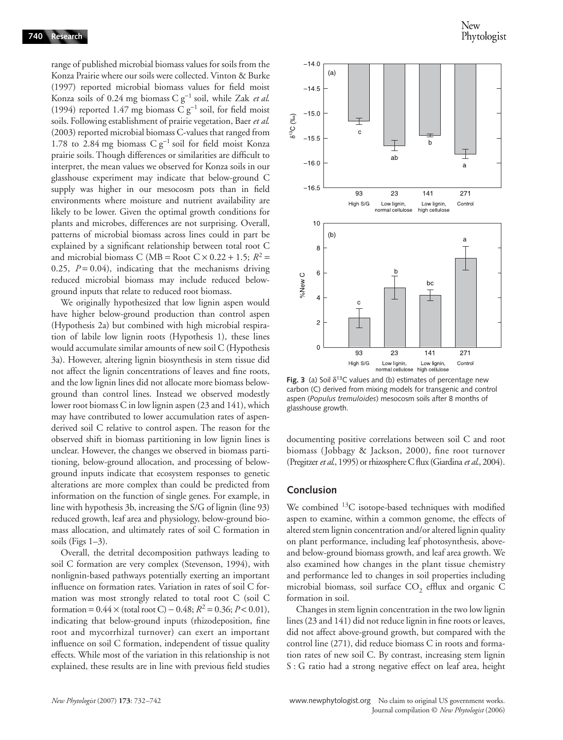range of published microbial biomass values for soils from the Konza Prairie where our soils were collected. Vinton & Burke (1997) reported microbial biomass values for field moist Konza soils of 0.24 mg biomass C $g^{-1}$ soil, while Zak *et al.* (1994) reported 1.47 mg biomass C $g^{-1}$ soil, for field moist soils. Following establishment of prairie vegetation, Baer *et al.* (2003) reported microbial biomass C-values that ranged from 1.78 to 2.84 mg biomass C $g^{-1}$ soil for field moist Konza prairie soils. Though differences or similarities are difficult to interpret, the mean values we observed for Konza soils in our glasshouse experiment may indicate that below-ground C supply was higher in our mesocosm pots than in field environments where moisture and nutrient availability are likely to be lower. Given the optimal growth conditions for plants and microbes, differences are not surprising. Overall, patterns of microbial biomass across lines could in part be explained by a significant relationship between total root C and microbial biomass C (MB = Root C × 0.22 + 1.5; $R^2 = 0.25$, $P = 0.04$), indicating that the mechanisms driving reduced microbial biomass may include reduced below-ground inputs that relate to reduced root biomass.

We originally hypothesized that low lignin aspen would have higher below-ground production than control aspen (Hypothesis 2a) but combined with high microbial respiration of labile low lignin roots (Hypothesis 1), these lines would accumulate similar amounts of new soil C (Hypothesis 3a). However, altering lignin biosynthesis in stem tissue did not affect the lignin concentrations of leaves and fine roots, and the low lignin lines did not allocate more biomass below-ground than control lines. Instead we observed modestly lower root biomass C in low lignin aspen (23 and 141), which may have contributed to lower accumulation rates of aspen-derived soil C relative to control aspen. The reason for the observed shift in biomass partitioning in low lignin lines is unclear. However, the changes we observed in biomass partitioning, below-ground allocation, and processing of below-ground inputs indicate that ecosystem responses to genetic alterations are more complex than could be predicted from information on the function of single genes. For example, in line with hypothesis 3b, increasing the S/G of lignin (line 93) reduced growth, leaf area and physiology, below-ground biomass allocation, and ultimately rates of soil C formation in soils (Figs 1–3).

Overall, the detrital decomposition pathways leading to soil C formation are very complex (Stevenson, 1994), with nonlignin-based pathways potentially exerting an important influence on formation rates. Variation in rates of soil C formation was most strongly related to total root C (soil C formation = 0.44 × (total root C) − 0.48; $R^2 = 0.36$; $P < 0.01$), indicating that below-ground inputs (rhizodeposition, fine root and mycorrhizal turnover) can exert an important influence on soil C formation, independent of tissue quality effects. While most of the variation in this relationship is not explained, these results are in line with previous field studies documenting positive correlations between soil C and root biomass (Jobbagy & Jackson, 2000), fine root turnover (Pregitzer *et al.*, 1995) or rhizosphere C flux (Giardina *et al.*, 2004).

**Fig. 3** (a) Soil $\delta^{13}C$ values and (b) estimates of percentage new carbon (C) derived from mixing models for transgenic and control aspen (*Populus tremuloides*) mesocosm soils after 8 months of glasshouse growth.

## Conclusion

We combined $^{13}C$ isotope-based techniques with modified aspen to examine, within a common genome, the effects of altered stem lignin concentration and/or altered lignin quality on plant performance, including leaf photosynthesis, above- and below-ground biomass growth, and leaf area growth. We also examined how changes in the plant tissue chemistry and performance led to changes in soil properties including microbial biomass, soil surface $CO_2$ efflux and organic C formation in soil.

Changes in stem lignin concentration in the two low lignin lines (23 and 141) did not reduce lignin in fine roots or leaves, did not affect above-ground growth, but compared with the control line (271), did reduce biomass C in roots and formation rates of new soil C. By contrast, increasing stem lignin S : G ratio had a strong negative effect on leaf area, height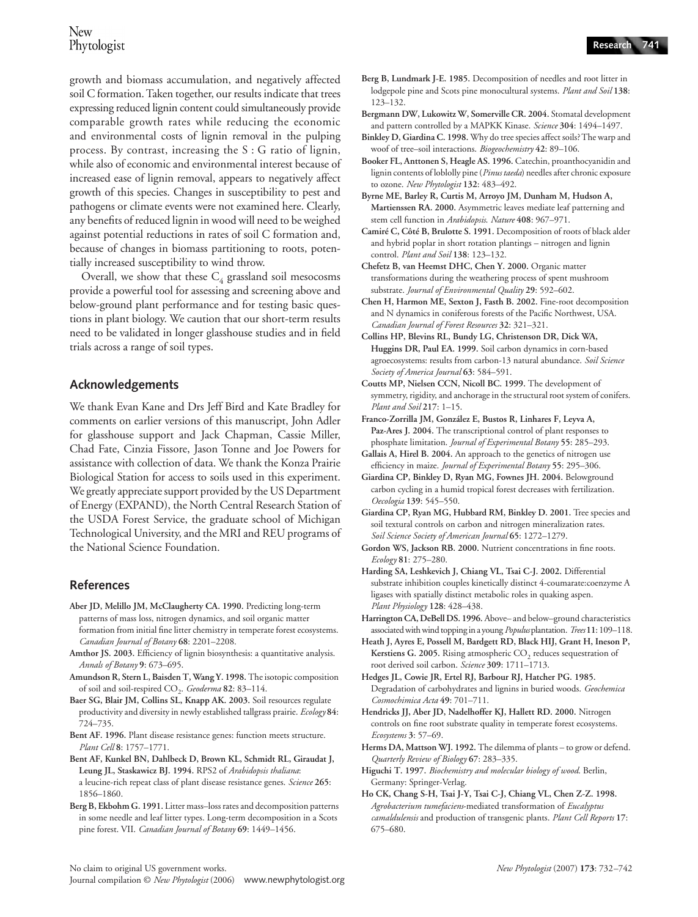growth and biomass accumulation, and negatively affected soil C formation. Taken together, our results indicate that trees expressing reduced lignin content could simultaneously provide comparable growth rates while reducing the economic and environmental costs of lignin removal in the pulping process. By contrast, increasing the S : G ratio of lignin, while also of economic and environmental interest because of increased ease of lignin removal, appears to negatively affect growth of this species. Changes in susceptibility to pest and pathogens or climate events were not examined here. Clearly, any benefits of reduced lignin in wood will need to be weighed against potential reductions in rates of soil C formation and, because of changes in biomass partitioning to roots, potentially increased susceptibility to wind throw.

Overall, we show that these $C_4$ grassland soil mesocosms provide a powerful tool for assessing and screening above and below-ground plant performance and for testing basic questions in plant biology. We caution that our short-term results need to be validated in longer glasshouse studies and in field trials across a range of soil types.

## Acknowledgements

We thank Evan Kane and Drs Jeff Bird and Kate Bradley for comments on earlier versions of this manuscript, John Adler for glasshouse support and Jack Chapman, Cassie Miller, Chad Fate, Cinzia Fissore, Jason Tonne and Joe Powers for assistance with collection of data. We thank the Konza Prairie Biological Station for access to soils used in this experiment. We greatly appreciate support provided by the US Department of Energy (EXPAND), the North Central Research Station of the USDA Forest Service, the graduate school of Michigan Technological University, and the MRI and REU programs of the National Science Foundation.

## References

**Aber JD, Melillo JM, McClaugherty CA. 1990.** Predicting long-term patterns of mass loss, nitrogen dynamics, and soil organic matter formation from initial fine litter chemistry in temperate forest ecosystems. *Canadian Journal of Botany* **68**: 2201–2208.

**Amthor JS. 2003.** Efficiency of lignin biosynthesis: a quantitative analysis. *Annals of Botany* **9**: 673–695.

**Amundson R, Stern L, Baisden T, Wang Y. 1998.** The isotopic composition of soil and soil-respired $CO_2$. *Geoderma* **82**: 83–114.

**Baer SG, Blair JM, Collins SL, Knapp AK. 2003.** Soil resources regulate productivity and diversity in newly established tallgrass prairie. *Ecology* **84**: 724–735.

**Bent AF. 1996.** Plant disease resistance genes: function meets structure. *Plant Cell* **8**: 1757–1771.

**Bent AF, Kunkel BN, Dahlbeck D, Brown KL, Schmidt RL, Giraudat J, Leung JL, Staskawicz BJ. 1994.** RPS2 of *Arabidopsis thaliana*: a leucine-rich repeat class of plant disease resistance genes. *Science* **265**: 1856–1860.

**Berg B, Ekbohm G. 1991.** Litter mass–loss rates and decomposition patterns in some needle and leaf litter types. Long-term decomposition in a Scots pine forest. VII. *Canadian Journal of Botany* **69**: 1449–1456.

**Berg B, Lundmark J-E. 1985.** Decomposition of needles and root litter in lodgepole pine and Scots pine monocultural systems. *Plant and Soil* **138**: 123–132.

**Bergmann DW, Lukowitz W, Somerville CR. 2004.** Stomatal development and pattern controlled by a MAPKK Kinase. *Science* **304**: 1494–1497.

**Binkley D, Giardina C. 1998.** Why do tree species affect soils? The warp and woof of tree–soil interactions. *Biogeochemistry* **42**: 89–106.

**Booker FL, Anttonen S, Heagle AS. 1996.** Catechin, proanthocyanidin and lignin contents of loblolly pine (*Pinus taeda*) needles after chronic exposure to ozone. *New Phytologist* **132**: 483–492.

**Byrne ME, Barley R, Curtis M, Arroyo JM, Dunham M, Hudson A, Martienssen RA. 2000.** Asymmetric leaves mediate leaf patterning and stem cell function in *Arabidopsis*. *Nature* **408**: 967–971.

**Camiré C, Côté B, Brulotte S. 1991.** Decomposition of roots of black alder and hybrid poplar in short rotation plantings – nitrogen and lignin control. *Plant and Soil* **138**: 123–132.

**Chefetz B, van Heemst DHC, Chen Y. 2000.** Organic matter transformations during the weathering process of spent mushroom substrate. *Journal of Environmental Quality* **29**: 592–602.

**Chen H, Harmon ME, Sexton J, Fasth B. 2002.** Fine-root decomposition and N dynamics in coniferous forests of the Pacific Northwest, USA. *Canadian Journal of Forest Resources* **32**: 321–321.

**Collins HP, Blevins RL, Bundy LG, Christenson DR, Dick WA, Huggins DR, Paul EA. 1999.** Soil carbon dynamics in corn-based agroecosystems: results from carbon-13 natural abundance. *Soil Science Society of America Journal* **63**: 584–591.

**Coutts MP, Nielsen CCN, Nicoll BC. 1999.** The development of symmetry, rigidity, and anchorage in the structural root system of conifers. *Plant and Soil* **217**: 1–15.

**Franco-Zorrilla JM, González E, Bustos R, Linhares F, Leyva A, Paz-Ares J. 2004.** The transcriptional control of plant responses to phosphate limitation. *Journal of Experimental Botany* **55**: 285–293.

**Gallais A, Hirel B. 2004.** An approach to the genetics of nitrogen use efficiency in maize. *Journal of Experimental Botany* **55**: 295–306.

**Giardina CP, Binkley D, Ryan MG, Fownes JH. 2004.** Belowground carbon cycling in a humid tropical forest decreases with fertilization. *Oecologia* **139**: 545–550.

**Giardina CP, Ryan MG, Hubbard RM, Binkley D. 2001.** Tree species and soil textural controls on carbon and nitrogen mineralization rates. *Soil Science Society of American Journal* **65**: 1272–1279.

**Gordon WS, Jackson RB. 2000.** Nutrient concentrations in fine roots. *Ecology* **81**: 275–280.

**Harding SA, Leshkevich J, Chiang VL, Tsai C-J. 2002.** Differential substrate inhibition couples kinetically distinct 4-coumarate:coenzyme A ligases with spatially distinct metabolic roles in quaking aspen. *Plant Physiology* **128**: 428–438.

**Harrington CA, DeBell DS. 1996.** Above- and below-ground characteristics associated with wind topping in a young *Populus* plantation. *Trees* **11**: 109–118.

**Heath J, Ayres E, Possell M, Bardgett RD, Black HIJ, Grant H, Ineson P, Kerstiens G. 2005.** Rising atmospheric $CO_2$ reduces sequestration of root derived soil carbon. *Science* **309**: 1711–1713.

**Hedges JL, Cowie JR, Ertel RJ, Barbour RJ, Hatcher PG. 1985.** Degradation of carbohydrates and lignins in buried woods. *Geochemica Cosmochimica Acta* **49**: 701–711.

**Hendricks JJ, Aber JD, Nadelhoffer KJ, Hallett RD. 2000.** Nitrogen controls on fine root substrate quality in temperate forest ecosystems. *Ecosystems* **3**: 57–69.

**Herms DA, Mattson WJ. 1992.** The dilemma of plants – to grow or defend. *Quarterly Review of Biology* **67**: 283–335.

**Higuchi T. 1997.** *Biochemistry and molecular biology of wood.* Berlin, Germany: Springer-Verlag.

**Ho CK, Chang S-H, Tsai J-Y, Tsai C-J, Chiang VL, Chen Z-Z. 1998.** *Agrobacterium tumefaciens*-mediated transformation of *Eucalyptus camaldulensis* and production of transgenic plants. *Plant Cell Reports* **17**: 675–680.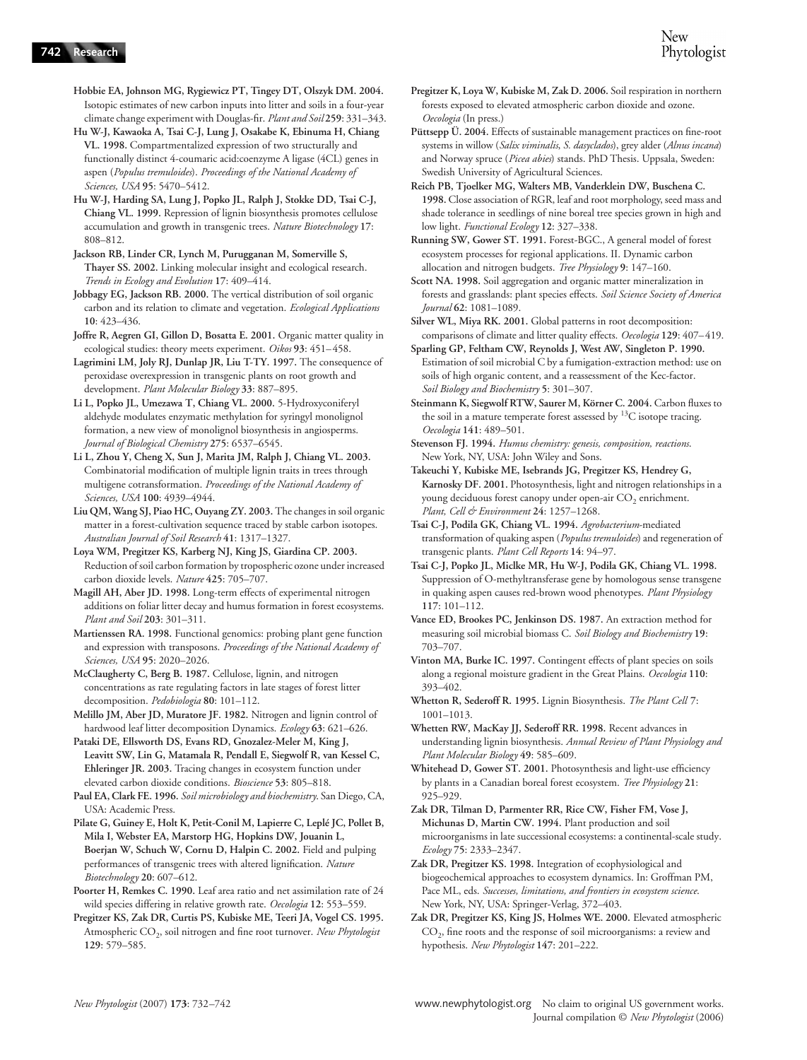**Hobbie EA, Johnson MG, Rygiewicz PT, Tingey DT, Olszyk DM. 2004.** Isotopic estimates of new carbon inputs into litter and soils in a four-year climate change experiment with Douglas-fir. *Plant and Soil* **259**: 331–343.

**Hu W-J, Kawaoka A, Tsai C-J, Lung J, Osakabe K, Ebinuma H, Chiang VL. 1998.** Compartmentalized expression of two structurally and functionally distinct 4-coumaric acid:coenzyme A ligase (4CL) genes in aspen (*Populus tremuloides*). *Proceedings of the National Academy of Sciences, USA* **95**: 5470–5412.

**Hu W-J, Harding SA, Lung J, Popko JL, Ralph J, Stokke DD, Tsai C-J, Chiang VL. 1999.** Repression of lignin biosynthesis promotes cellulose accumulation and growth in transgenic trees. *Nature Biotechnology* **17**: 808–812.

**Jackson RB, Linder CR, Lynch M, Purugganan M, Somerville S, Thayer SS. 2002.** Linking molecular insight and ecological research. *Trends in Ecology and Evolution* **17**: 409–414.

**Jobbagy EG, Jackson RB. 2000.** The vertical distribution of soil organic carbon and its relation to climate and vegetation. *Ecological Applications* **10**: 423–436.

**Joffre R, Aegren GI, Gillon D, Bosatta E. 2001.** Organic matter quality in ecological studies: theory meets experiment. *Oikos* **93**: 451–458.

**Lagrimini LM, Joly RJ, Dunlap JR, Liu T-TY. 1997.** The consequence of peroxidase overexpression in transgenic plants on root growth and development. *Plant Molecular Biology* **33**: 887–895.

**Li L, Popko JL, Umezawa T, Chiang VL. 2000.** 5-Hydroxyconiferyl aldehyde modulates enzymatic methylation for syringyl monolignol formation, a new view of monolignol biosynthesis in angiosperms. *Journal of Biological Chemistry* **275**: 6537–6545.

**Li L, Zhou Y, Cheng X, Sun J, Marita JM, Ralph J, Chiang VL. 2003.** Combinatorial modification of multiple lignin traits in trees through multigene cotransformation. *Proceedings of the National Academy of Sciences, USA* **100**: 4939–4944.

**Liu QM, Wang SJ, Piao HC, Ouyang ZY. 2003.** The changes in soil organic matter in a forest-cultivation sequence traced by stable carbon isotopes. *Australian Journal of Soil Research* **41**: 1317–1327.

**Loya WM, Pregitzer KS, Karberg NJ, King JS, Giardina CP. 2003.** Reduction of soil carbon formation by tropospheric ozone under increased carbon dioxide levels. *Nature* **425**: 705–707.

**Magill AH, Aber JD. 1998.** Long-term effects of experimental nitrogen additions on foliar litter decay and humus formation in forest ecosystems. *Plant and Soil* **203**: 301–311.

**Martienssen RA. 1998.** Functional genomics: probing plant gene function and expression with transposons. *Proceedings of the National Academy of Sciences, USA* **95**: 2020–2026.

**McClaugherty C, Berg B. 1987.** Cellulose, lignin, and nitrogen concentrations as rate regulating factors in late stages of forest litter decomposition. *Pedobiologia* **80**: 101–112.

**Melillo JM, Aber JD, Muratore JF. 1982.** Nitrogen and lignin control of hardwood leaf litter decomposition Dynamics. *Ecology* **63**: 621–626.

**Pataki DE, Ellsworth DS, Evans RD, Gnozalez-Meler M, King J, Leavitt SW, Lin G, Matamala R, Pendall E, Siegwolf R, van Kessel C, Ehleringer JR. 2003.** Tracing changes in ecosystem function under elevated carbon dioxide conditions. *Bioscience* **53**: 805–818.

**Paul EA, Clark FE. 1996.** *Soil microbiology and biochemistry*. San Diego, CA, USA: Academic Press.

**Pilate G, Guiney E, Holt K, Petit-Conil M, Lapierre C, Leplé JC, Pollet B, Mila I, Webster EA, Marstorp HG, Hopkins DW, Jouanin L, Boerjan W, Schuch W, Cornu D, Halpin C. 2002.** Field and pulping performances of transgenic trees with altered lignification. *Nature Biotechnology* **20**: 607–612.

**Poorter H, Remkes C. 1990.** Leaf area ratio and net assimilation rate of 24 wild species differing in relative growth rate. *Oecologia* **12**: 553–559.

**Pregitzer KS, Zak DR, Curtis PS, Kubiske ME, Teeri JA, Vogel CS. 1995.** Atmospheric $CO_2$, soil nitrogen and fine root turnover. *New Phytologist* **129**: 579–585.

**Pregitzer K, Loya W, Kubiske M, Zak D. 2006.** Soil respiration in northern forests exposed to elevated atmospheric carbon dioxide and ozone. *Oecologia* (In press.)

**Püttsepp Ü. 2004.** Effects of sustainable management practices on fine-root systems in willow (*Salix viminalis, S. dasyclados*), grey alder (*Alnus incana*) and Norway spruce (*Picea abies*) stands. PhD Thesis. Uppsala, Sweden: Swedish University of Agricultural Sciences.

**Reich PB, Tjoelker MG, Walters MB, Vanderklein DW, Buschena C. 1998.** Close association of RGR, leaf and root morphology, seed mass and shade tolerance in seedlings of nine boreal tree species grown in high and low light. *Functional Ecology* **12**: 327–338.

**Running SW, Gower ST. 1991.** Forest-BGC., A general model of forest ecosystem processes for regional applications. II. Dynamic carbon allocation and nitrogen budgets. *Tree Physiology* **9**: 147–160.

**Scott NA. 1998.** Soil aggregation and organic matter mineralization in forests and grasslands: plant species effects. *Soil Science Society of America Journal* **62**: 1081–1089.

**Silver WL, Miya RK. 2001.** Global patterns in root decomposition: comparisons of climate and litter quality effects. *Oecologia* **129**: 407–419.

**Sparling GP, Feltham CW, Reynolds J, West AW, Singleton P. 1990.** Estimation of soil microbial C by a fumigation-extraction method: use on soils of high organic content, and a reassessment of the Kec-factor. *Soil Biology and Biochemistry* **5**: 301–307.

**Steinmann K, Siegwolf RTW, Saurer M, Körner C. 2004.** Carbon fluxes to the soil in a mature temperate forest assessed by $^{13}C$ isotope tracing. *Oecologia* **141**: 489–501.

**Stevenson FJ. 1994.** *Humus chemistry: genesis, composition, reactions*. New York, NY, USA: John Wiley and Sons.

**Takeuchi Y, Kubiske ME, Isebrands JG, Pregitzer KS, Hendrey G, Karnosky DF. 2001.** Photosynthesis, light and nitrogen relationships in a young deciduous forest canopy under open-air $CO_2$ enrichment. *Plant, Cell & Environment* **24**: 1257–1268.

**Tsai C-J, Podila GK, Chiang VL. 1994.** *Agrobacterium*-mediated transformation of quaking aspen (*Populus tremuloides*) and regeneration of transgenic plants. *Plant Cell Reports* **14**: 94–97.

**Tsai C-J, Popko JL, Miclke MR, Hu W-J, Podila GK, Chiang VL. 1998.** Suppression of O-methyltransferase gene by homologous sense transgene in quaking aspen causes red-brown wood phenotypes. *Plant Physiology* **117**: 101–112.

**Vance ED, Brookes PC, Jenkinson DS. 1987.** An extraction method for measuring soil microbial biomass C. *Soil Biology and Biochemistry* **19**: 703–707.

**Vinton MA, Burke IC. 1997.** Contingent effects of plant species on soils along a regional moisture gradient in the Great Plains. *Oecologia* **110**: 393–402.

**Whetton R, Sederoff R. 1995.** Lignin Biosynthesis. *The Plant Cell* **7**: 1001–1013.

**Whetten RW, MacKay JJ, Sederoff RR. 1998.** Recent advances in understanding lignin biosynthesis. *Annual Review of Plant Physiology and Plant Molecular Biology* **49**: 585–609.

**Whitehead D, Gower ST. 2001.** Photosynthesis and light-use efficiency by plants in a Canadian boreal forest ecosystem. *Tree Physiology* **21**: 925–929.

**Zak DR, Tilman D, Parmenter RR, Rice CW, Fisher FM, Vose J, Michunas D, Martin CW. 1994.** Plant production and soil microorganisms in late successional ecosystems: a continental-scale study. *Ecology* **75**: 2333–2347.

**Zak DR, Pregitzer KS. 1998.** Integration of ecophysiological and biogeochemical approaches to ecosystem dynamics. In: Groffman PM, Pace ML, eds. *Successes, limitations, and frontiers in ecosystem science*. New York, NY, USA: Springer-Verlag, 372–403.

**Zak DR, Pregitzer KS, King JS, Holmes WE. 2000.** Elevated atmospheric $CO_2$, fine roots and the response of soil microorganisms: a review and hypothesis. *New Phytologist* **147**: 201–222.